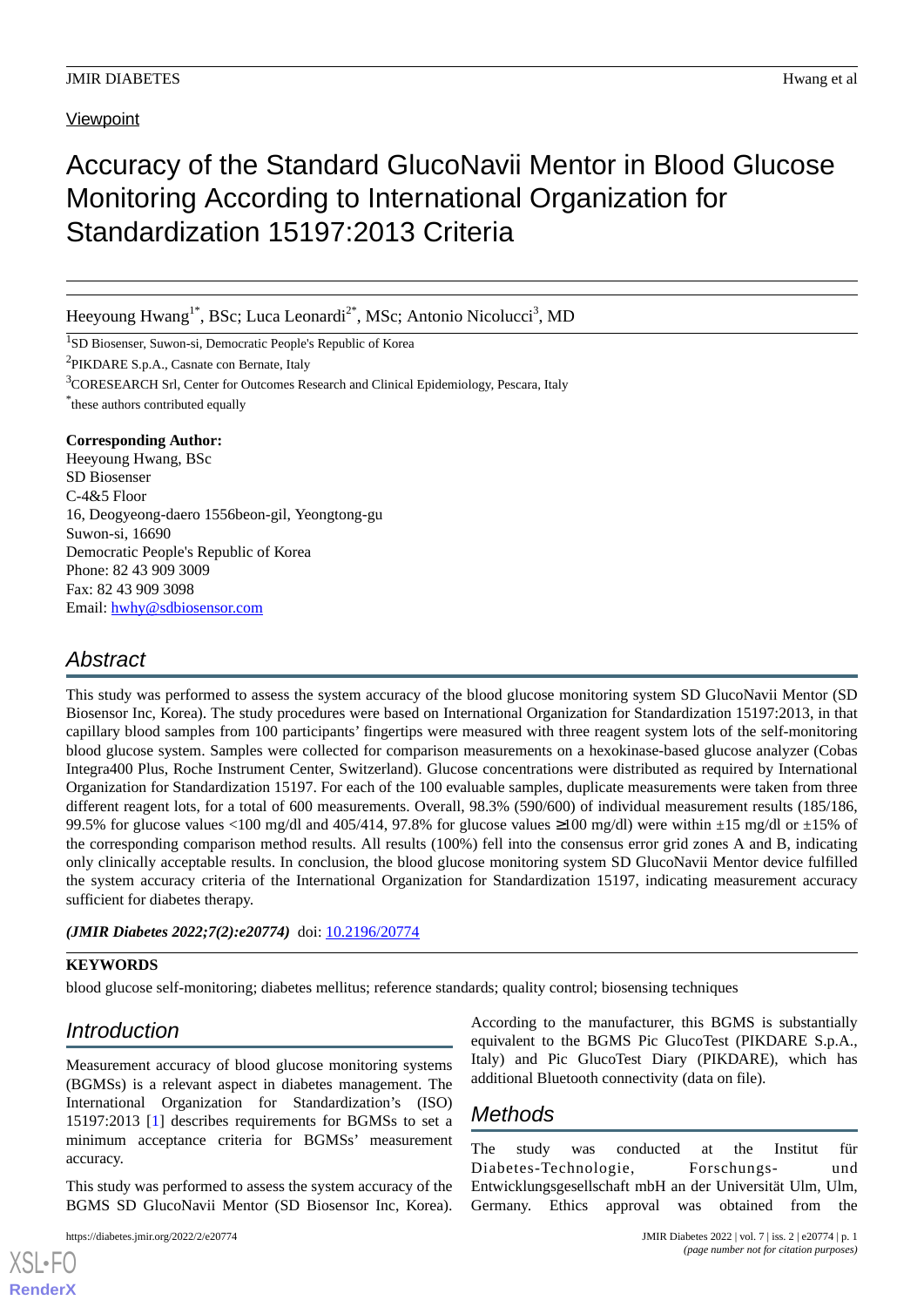Viewpoint

# Accuracy of the Standard GlucoNavii Mentor in Blood Glucose Monitoring According to International Organization for Standardization 15197:2013 Criteria

Heeyoung Hwang[1*], BSc; Luca Leonardi[2*], MSc; Antonio Nicolucci[3], MD

[1]SD Biosenser, Suwon-si, Democratic People's Republic of Korea

[2]PIKDARE S.p.A., Casnate con Bernate, Italy

[3]CORESEARCH Srl, Center for Outcomes Research and Clinical Epidemiology, Pescara, Italy

[*]these authors contributed equally

**Corresponding Author:**
Heeyoung Hwang, BSc
SD Biosenser
C-4&5 Floor
16, Deogyeong-daero 1556beon-gil, Yeongtong-gu
Suwon-si, 16690
Democratic People's Republic of Korea
Phone: 82 43 909 3009
Fax: 82 43 909 3098
Email: hwhy@sdbiosensor.com

## Abstract

This study was performed to assess the system accuracy of the blood glucose monitoring system SD GlucoNavii Mentor (SD Biosensor Inc, Korea). The study procedures were based on International Organization for Standardization 15197:2013, in that capillary blood samples from 100 participants' fingertips were measured with three reagent system lots of the self-monitoring blood glucose system. Samples were collected for comparison measurements on a hexokinase-based glucose analyzer (Cobas Integra400 Plus, Roche Instrument Center, Switzerland). Glucose concentrations were distributed as required by International Organization for Standardization 15197. For each of the 100 evaluable samples, duplicate measurements were taken from three different reagent lots, for a total of 600 measurements. Overall, 98.3% (590/600) of individual measurement results (185/186, 99.5% for glucose values <100 mg/dl and 405/414, 97.8% for glucose values ≥100 mg/dl) were within ±15 mg/dl or ±15% of the corresponding comparison method results. All results (100%) fell into the consensus error grid zones A and B, indicating only clinically acceptable results. In conclusion, the blood glucose monitoring system SD GlucoNavii Mentor device fulfilled the system accuracy criteria of the International Organization for Standardization 15197, indicating measurement accuracy sufficient for diabetes therapy.

***(JMIR Diabetes 2022;7(2):e20774)*** doi: 10.2196/20774

**KEYWORDS**

blood glucose self-monitoring; diabetes mellitus; reference standards; quality control; biosensing techniques

## Introduction

Measurement accuracy of blood glucose monitoring systems (BGMSs) is a relevant aspect in diabetes management. The International Organization for Standardization's (ISO) 15197:2013 [1] describes requirements for BGMSs to set a minimum acceptance criteria for BGMSs' measurement accuracy.

This study was performed to assess the system accuracy of the BGMS SD GlucoNavii Mentor (SD Biosensor Inc, Korea). According to the manufacturer, this BGMS is substantially equivalent to the BGMS Pic GlucoTest (PIKDARE S.p.A., Italy) and Pic GlucoTest Diary (PIKDARE), which has additional Bluetooth connectivity (data on file).

## Methods

The study was conducted at the Institut für Diabetes-Technologie, Forschungs- und Entwicklungsgesellschaft mbH an der Universität Ulm, Ulm, Germany. Ethics approval was obtained from the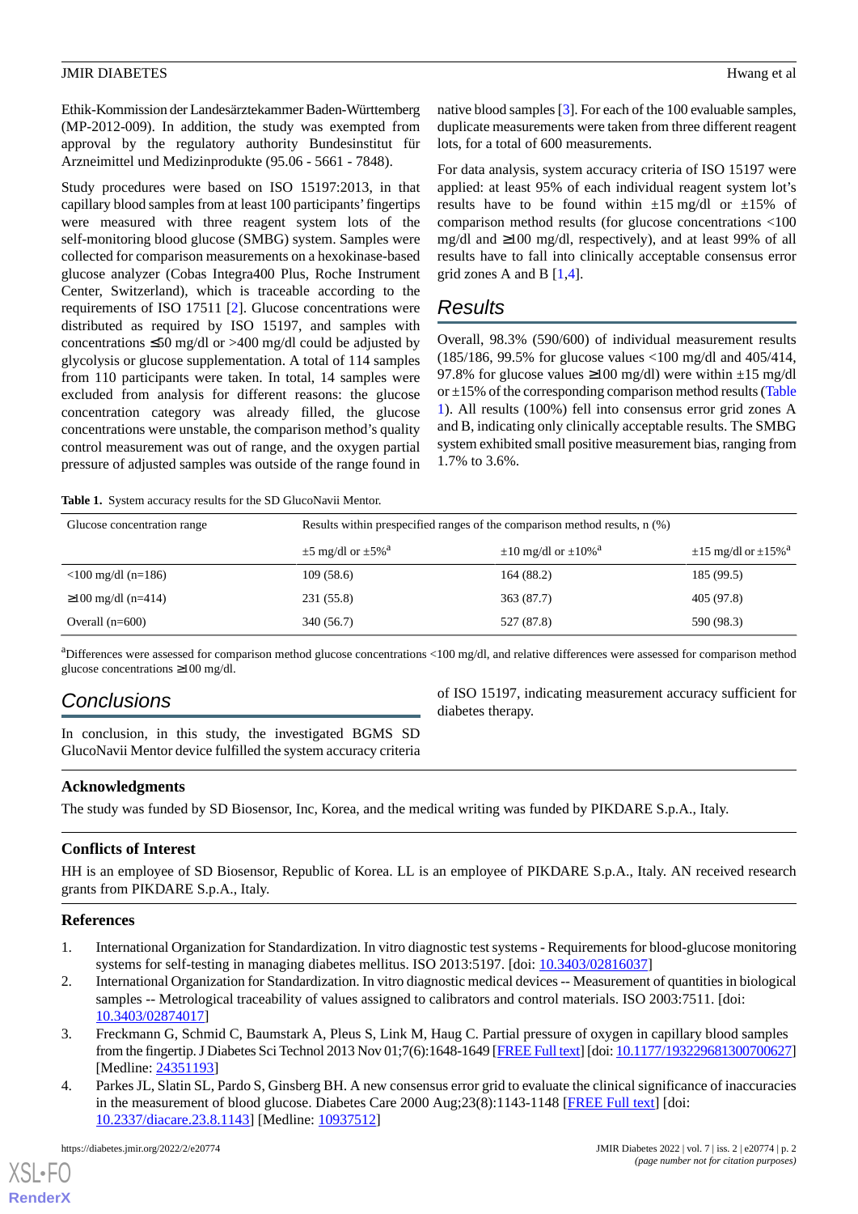Ethik-Kommission der Landesärztekammer Baden-Württemberg (MP-2012-009). In addition, the study was exempted from approval by the regulatory authority Bundesinstitut für Arzneimittel und Medizinprodukte (95.06 - 5661 - 7848).

Study procedures were based on ISO 15197:2013, in that capillary blood samples from at least 100 participants' fingertips were measured with three reagent system lots of the self-monitoring blood glucose (SMBG) system. Samples were collected for comparison measurements on a hexokinase-based glucose analyzer (Cobas Integra400 Plus, Roche Instrument Center, Switzerland), which is traceable according to the requirements of ISO 17511 [2]. Glucose concentrations were distributed as required by ISO 15197, and samples with concentrations ≤50 mg/dl or >400 mg/dl could be adjusted by glycolysis or glucose supplementation. A total of 114 samples from 110 participants were taken. In total, 14 samples were excluded from analysis for different reasons: the glucose concentration category was already filled, the glucose concentrations were unstable, the comparison method's quality control measurement was out of range, and the oxygen partial pressure of adjusted samples was outside of the range found in native blood samples [3]. For each of the 100 evaluable samples, duplicate measurements were taken from three different reagent lots, for a total of 600 measurements.

For data analysis, system accuracy criteria of ISO 15197 were applied: at least 95% of each individual reagent system lot's results have to be found within ±15 mg/dl or ±15% of comparison method results (for glucose concentrations <100 mg/dl and ≥100 mg/dl, respectively), and at least 99% of all results have to fall into clinically acceptable consensus error grid zones A and B [1,4].

## Results

Overall, 98.3% (590/600) of individual measurement results (185/186, 99.5% for glucose values <100 mg/dl and 405/414, 97.8% for glucose values ≥100 mg/dl) were within ±15 mg/dl or ±15% of the corresponding comparison method results (Table 1). All results (100%) fell into consensus error grid zones A and B, indicating only clinically acceptable results. The SMBG system exhibited small positive measurement bias, ranging from 1.7% to 3.6%.

**Table 1.** System accuracy results for the SD GlucoNavii Mentor.

| Glucose concentration range | Results within prespecified ranges of the comparison method results, n (%) | | |
|---|---|---|---|
| | ±5 mg/dl or ±5%[a] | ±10 mg/dl or ±10%[a] | ±15 mg/dl or ±15%[a] |
| <100 mg/dl (n=186) | 109 (58.6) | 164 (88.2) | 185 (99.5) |
| ≥100 mg/dl (n=414) | 231 (55.8) | 363 (87.7) | 405 (97.8) |
| Overall (n=600) | 340 (56.7) | 527 (87.8) | 590 (98.3) |

[a]Differences were assessed for comparison method glucose concentrations <100 mg/dl, and relative differences were assessed for comparison method glucose concentrations ≥100 mg/dl.

## Conclusions

In conclusion, in this study, the investigated BGMS SD GlucoNavii Mentor device fulfilled the system accuracy criteria of ISO 15197, indicating measurement accuracy sufficient for diabetes therapy.

### Acknowledgments

The study was funded by SD Biosensor, Inc, Korea, and the medical writing was funded by PIKDARE S.p.A., Italy.

### Conflicts of Interest

HH is an employee of SD Biosensor, Republic of Korea. LL is an employee of PIKDARE S.p.A., Italy. AN received research grants from PIKDARE S.p.A., Italy.

### References

1. International Organization for Standardization. In vitro diagnostic test systems - Requirements for blood-glucose monitoring systems for self-testing in managing diabetes mellitus. ISO 2013:5197. [doi: 10.3403/02816037]
2. International Organization for Standardization. In vitro diagnostic medical devices -- Measurement of quantities in biological samples -- Metrological traceability of values assigned to calibrators and control materials. ISO 2003:7511. [doi: 10.3403/02874017]
3. Freckmann G, Schmid C, Baumstark A, Pleus S, Link M, Haug C. Partial pressure of oxygen in capillary blood samples from the fingertip. J Diabetes Sci Technol 2013 Nov 01;7(6):1648-1649 [FREE Full text] [doi: 10.1177/193229681300700627] [Medline: 24351193]
4. Parkes JL, Slatin SL, Pardo S, Ginsberg BH. A new consensus error grid to evaluate the clinical significance of inaccuracies in the measurement of blood glucose. Diabetes Care 2000 Aug;23(8):1143-1148 [FREE Full text] [doi: 10.2337/diacare.23.8.1143] [Medline: 10937512]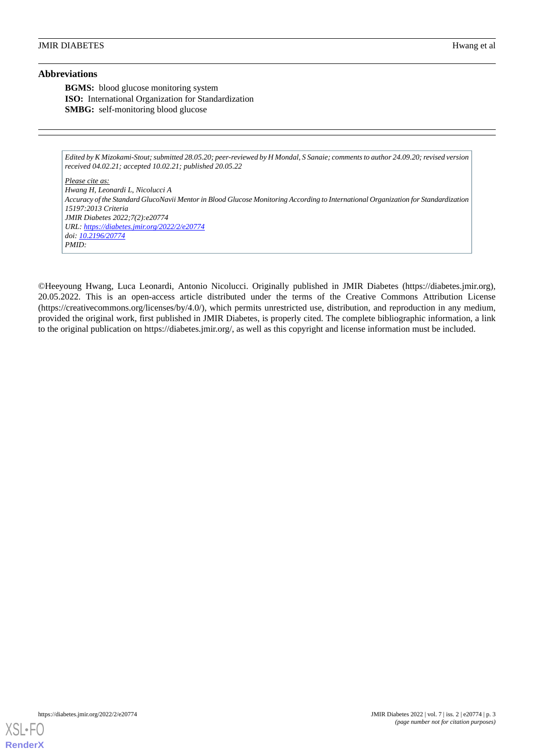## Abbreviations

**BGMS:** blood glucose monitoring system
**ISO:** International Organization for Standardization
**SMBG:** self-monitoring blood glucose

---

*Edited by K Mizokami-Stout; submitted 28.05.20; peer-reviewed by H Mondal, S Sanaie; comments to author 24.09.20; revised version received 04.02.21; accepted 10.02.21; published 20.05.22*

*Please cite as:*
*Hwang H, Leonardi L, Nicolucci A*
*Accuracy of the Standard GlucoNavii Mentor in Blood Glucose Monitoring According to International Organization for Standardization 15197:2013 Criteria*
*JMIR Diabetes 2022;7(2):e20774*
*URL: https://diabetes.jmir.org/2022/2/e20774*
*doi: 10.2196/20774*
*PMID:*

©Heeyoung Hwang, Luca Leonardi, Antonio Nicolucci. Originally published in JMIR Diabetes (https://diabetes.jmir.org), 20.05.2022. This is an open-access article distributed under the terms of the Creative Commons Attribution License (https://creativecommons.org/licenses/by/4.0/), which permits unrestricted use, distribution, and reproduction in any medium, provided the original work, first published in JMIR Diabetes, is properly cited. The complete bibliographic information, a link to the original publication on https://diabetes.jmir.org/, as well as this copyright and license information must be included.